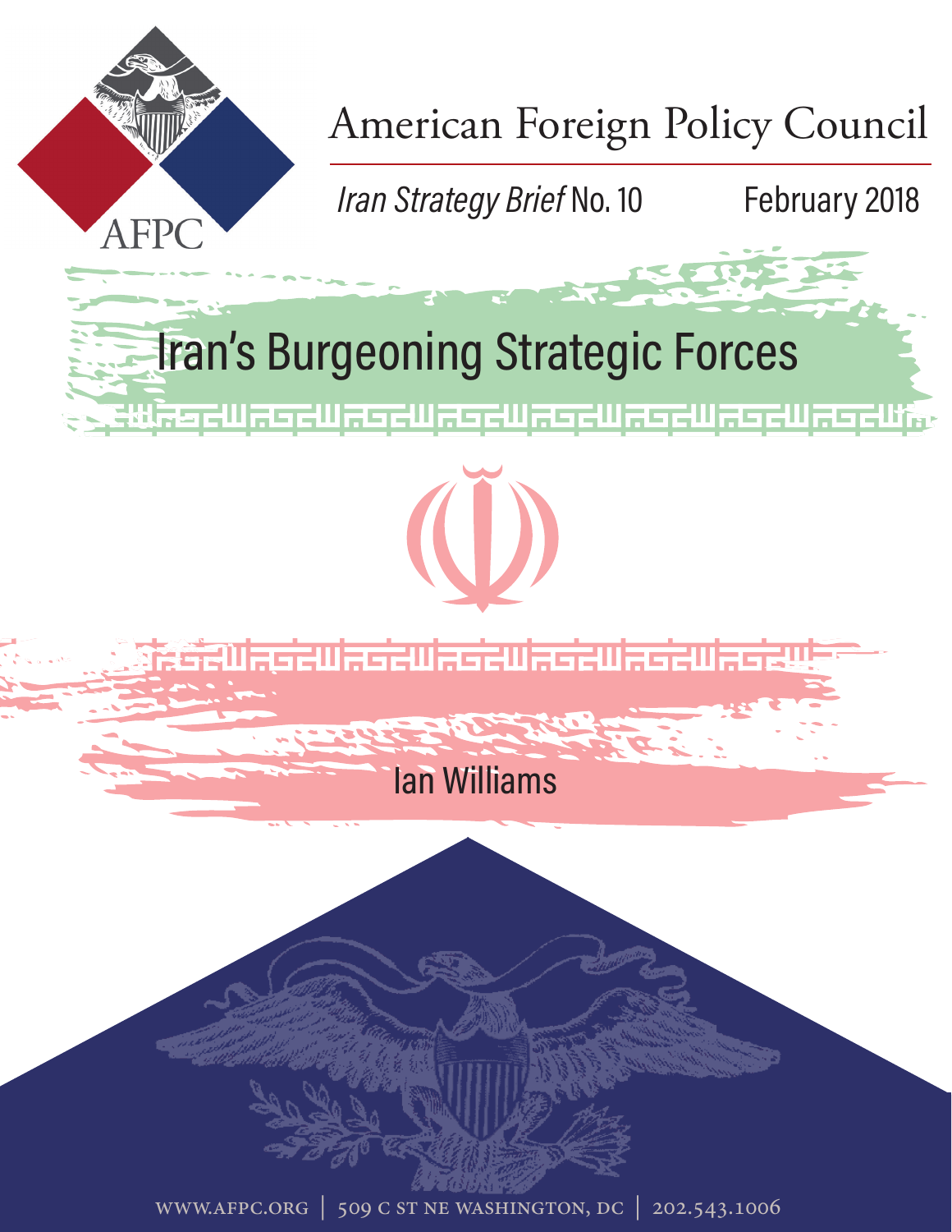American Foreign Policy Council

*Iran Strategy Brief* No. 10

February 2018

# Iran's Burgeoning Strategic Forces

Ian Williams

WWW.AFPC.ORG | 509 C ST NE WASHINGTON, DC | 202.543.1006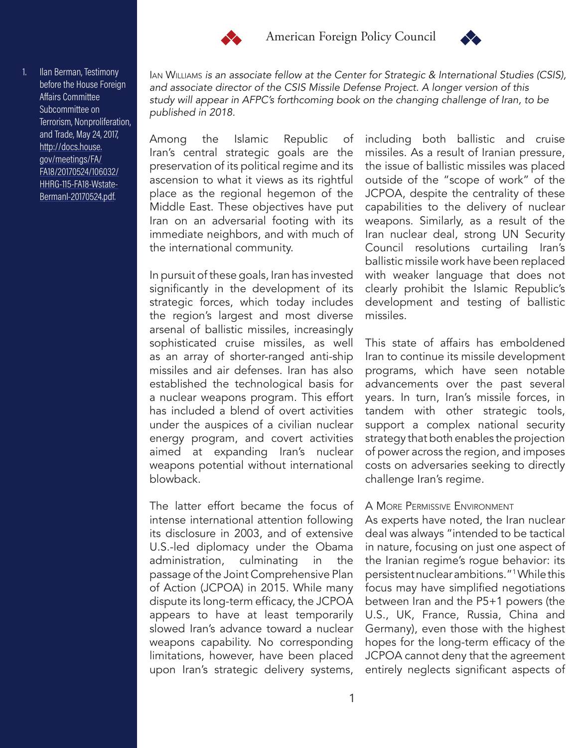*Ian Williams is an associate fellow at the Center for Strategic & International Studies (CSIS), and associate director of the CSIS Missile Defense Project. A longer version of this study will appear in AFPC's forthcoming book on the changing challenge of Iran, to be published in 2018.*

Among the Islamic Republic of Iran's central strategic goals are the preservation of its political regime and its ascension to what it views as its rightful place as the regional hegemon of the Middle East. These objectives have put Iran on an adversarial footing with its immediate neighbors, and with much of the international community.

In pursuit of these goals, Iran has invested significantly in the development of its strategic forces, which today includes the region's largest and most diverse arsenal of ballistic missiles, increasingly sophisticated cruise missiles, as well as an array of shorter-ranged anti-ship missiles and air defenses. Iran has also established the technological basis for a nuclear weapons program. This effort has included a blend of overt activities under the auspices of a civilian nuclear energy program, and covert activities aimed at expanding Iran's nuclear weapons potential without international blowback.

The latter effort became the focus of intense international attention following its disclosure in 2003, and of extensive U.S.-led diplomacy under the Obama administration, culminating in the passage of the Joint Comprehensive Plan of Action (JCPOA) in 2015. While many dispute its long-term efficacy, the JCPOA appears to have at least temporarily slowed Iran's advance toward a nuclear weapons capability. No corresponding limitations, however, have been placed upon Iran's strategic delivery systems, including both ballistic and cruise missiles. As a result of Iranian pressure, the issue of ballistic missiles was placed outside of the "scope of work" of the JCPOA, despite the centrality of these capabilities to the delivery of nuclear weapons. Similarly, as a result of the Iran nuclear deal, strong UN Security Council resolutions curtailing Iran's ballistic missile work have been replaced with weaker language that does not clearly prohibit the Islamic Republic's development and testing of ballistic missiles.

This state of affairs has emboldened Iran to continue its missile development programs, which have seen notable advancements over the past several years. In turn, Iran's missile forces, in tandem with other strategic tools, support a complex national security strategy that both enables the projection of power across the region, and imposes costs on adversaries seeking to directly challenge Iran's regime.

## A More Permissive Environment

As experts have noted, the Iran nuclear deal was always "intended to be tactical in nature, focusing on just one aspect of the Iranian regime's rogue behavior: its persistent nuclear ambitions."[1] While this focus may have simplified negotiations between Iran and the P5+1 powers (the U.S., UK, France, Russia, China and Germany), even those with the highest hopes for the long-term efficacy of the JCPOA cannot deny that the agreement entirely neglects significant aspects of

1. Ilan Berman, Testimony before the House Foreign Affairs Committee Subcommittee on Terrorism, Nonproliferation, and Trade, May 24, 2017, http://docs.house.gov/meetings/FA/FA18/20170524/106032/HHRG-115-FA18-Wstate-BermanI-20170524.pdf.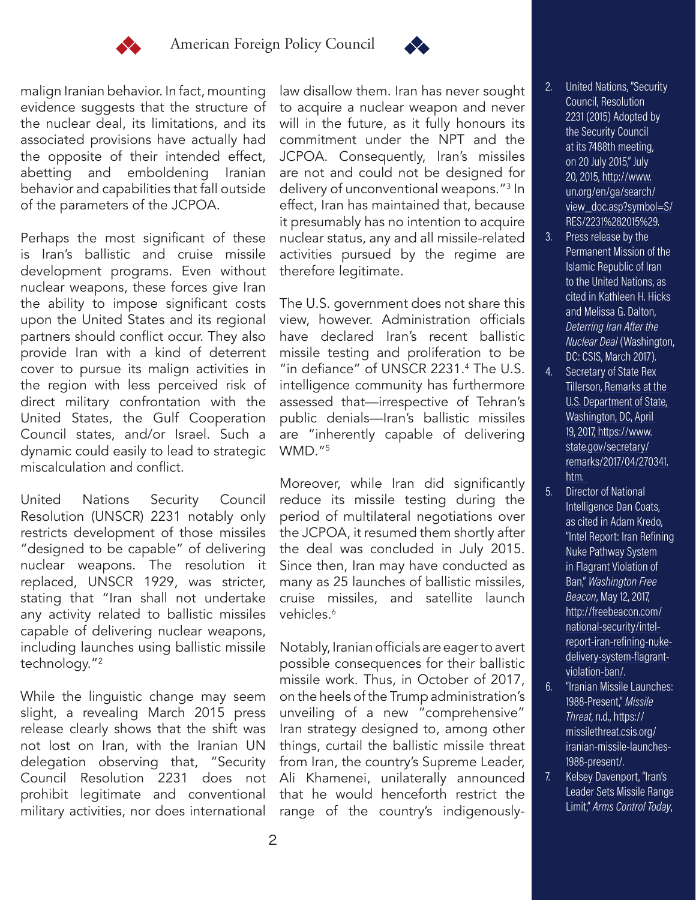malign Iranian behavior. In fact, mounting evidence suggests that the structure of the nuclear deal, its limitations, and its associated provisions have actually had the opposite of their intended effect, abetting and emboldening Iranian behavior and capabilities that fall outside of the parameters of the JCPOA.

Perhaps the most significant of these is Iran's ballistic and cruise missile development programs. Even without nuclear weapons, these forces give Iran the ability to impose significant costs upon the United States and its regional partners should conflict occur. They also provide Iran with a kind of deterrent cover to pursue its malign activities in the region with less perceived risk of direct military confrontation with the United States, the Gulf Cooperation Council states, and/or Israel. Such a dynamic could easily to lead to strategic miscalculation and conflict.

United Nations Security Council Resolution (UNSCR) 2231 notably only restricts development of those missiles "designed to be capable" of delivering nuclear weapons. The resolution it replaced, UNSCR 1929, was stricter, stating that "Iran shall not undertake any activity related to ballistic missiles capable of delivering nuclear weapons, including launches using ballistic missile technology."[2]

While the linguistic change may seem slight, a revealing March 2015 press release clearly shows that the shift was not lost on Iran, with the Iranian UN delegation observing that, "Security Council Resolution 2231 does not prohibit legitimate and conventional military activities, nor does international law disallow them. Iran has never sought to acquire a nuclear weapon and never will in the future, as it fully honours its commitment under the NPT and the JCPOA. Consequently, Iran's missiles are not and could not be designed for delivery of unconventional weapons."[3] In effect, Iran has maintained that, because it presumably has no intention to acquire nuclear status, any and all missile-related activities pursued by the regime are therefore legitimate.

The U.S. government does not share this view, however. Administration officials have declared Iran's recent ballistic missile testing and proliferation to be "in defiance" of UNSCR 2231.[4] The U.S. intelligence community has furthermore assessed that—irrespective of Tehran's public denials—Iran's ballistic missiles are "inherently capable of delivering WMD."[5]

Moreover, while Iran did significantly reduce its missile testing during the period of multilateral negotiations over the JCPOA, it resumed them shortly after the deal was concluded in July 2015. Since then, Iran may have conducted as many as 25 launches of ballistic missiles, cruise missiles, and satellite launch vehicles.[6]

Notably, Iranian officials are eager to avert possible consequences for their ballistic missile work. Thus, in October of 2017, on the heels of the Trump administration's unveiling of a new "comprehensive" Iran strategy designed to, among other things, curtail the ballistic missile threat from Iran, the country's Supreme Leader, Ali Khamenei, unilaterally announced that he would henceforth restrict the range of the country's indigenously-

2. United Nations, "Security Council, Resolution 2231 (2015) Adopted by the Security Council at its 7488th meeting, on 20 July 2015," July 20, 2015, http://www.un.org/en/ga/search/view_doc.asp?symbol=S/RES/2231%282015%29.
3. Press release by the Permanent Mission of the Islamic Republic of Iran to the United Nations, as cited in Kathleen H. Hicks and Melissa G. Dalton, *Deterring Iran After the Nuclear Deal* (Washington, DC: CSIS, March 2017).
4. Secretary of State Rex Tillerson, Remarks at the U.S. Department of State, Washington, DC, April 19, 2017, https://www.state.gov/secretary/remarks/2017/04/270341.htm.
5. Director of National Intelligence Dan Coats, as cited in Adam Kredo, "Intel Report: Iran Refining Nuke Pathway System in Flagrant Violation of Ban," *Washington Free Beacon*, May 12, 2017, http://freebeacon.com/national-security/intel-report-iran-refining-nuke-delivery-system-flagrant-violation-ban/.
6. "Iranian Missile Launches: 1988-Present," *Missile Threat*, n.d., https://missilethreat.csis.org/iranian-missile-launches-1988-present/.
7. Kelsey Davenport, "Iran's Leader Sets Missile Range Limit," *Arms Control Today*,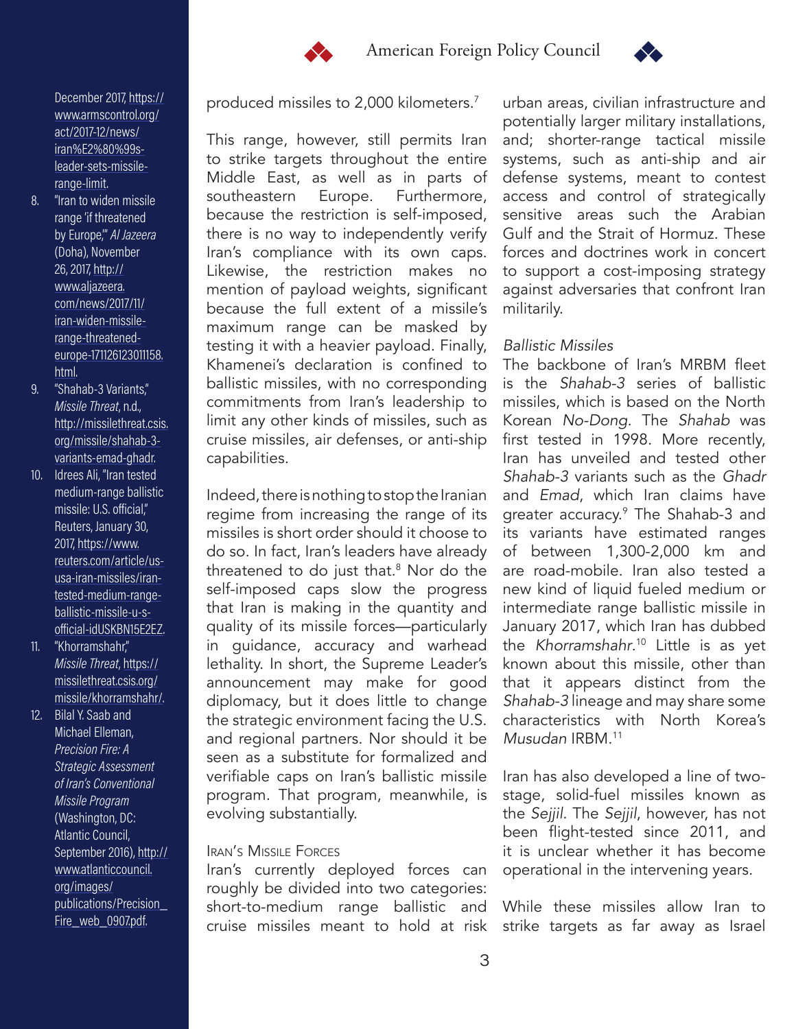produced missiles to 2,000 kilometers.[7]

This range, however, still permits Iran to strike targets throughout the entire Middle East, as well as in parts of southeastern Europe. Furthermore, because the restriction is self-imposed, there is no way to independently verify Iran's compliance with its own caps. Likewise, the restriction makes no mention of payload weights, significant because the full extent of a missile's maximum range can be masked by testing it with a heavier payload. Finally, Khamenei's declaration is confined to ballistic missiles, with no corresponding commitments from Iran's leadership to limit any other kinds of missiles, such as cruise missiles, air defenses, or anti-ship capabilities.

Indeed, there is nothing to stop the Iranian regime from increasing the range of its missiles is short order should it choose to do so. In fact, Iran's leaders have already threatened to do just that.[8] Nor do the self-imposed caps slow the progress that Iran is making in the quantity and quality of its missile forces—particularly in guidance, accuracy and warhead lethality. In short, the Supreme Leader's announcement may make for good diplomacy, but it does little to change the strategic environment facing the U.S. and regional partners. Nor should it be seen as a substitute for formalized and verifiable caps on Iran's ballistic missile program. That program, meanwhile, is evolving substantially.

## Iran's Missile Forces

Iran's currently deployed forces can roughly be divided into two categories: short-to-medium range ballistic and cruise missiles meant to hold at risk urban areas, civilian infrastructure and potentially larger military installations, and; shorter-range tactical missile systems, such as anti-ship and air defense systems, meant to contest access and control of strategically sensitive areas such the Arabian Gulf and the Strait of Hormuz. These forces and doctrines work in concert to support a cost-imposing strategy against adversaries that confront Iran militarily.

### *Ballistic Missiles*

The backbone of Iran's MRBM fleet is the *Shahab-3* series of ballistic missiles, which is based on the North Korean *No-Dong*. The *Shahab* was first tested in 1998. More recently, Iran has unveiled and tested other *Shahab-3* variants such as the *Ghadr* and *Emad*, which Iran claims have greater accuracy.[9] The Shahab-3 and its variants have estimated ranges of between 1,300-2,000 km and are road-mobile. Iran also tested a new kind of liquid fueled medium or intermediate range ballistic missile in January 2017, which Iran has dubbed the *Khorramshahr*.[10] Little is as yet known about this missile, other than that it appears distinct from the *Shahab-3* lineage and may share some characteristics with North Korea's *Musudan* IRBM.[11]

Iran has also developed a line of two-stage, solid-fuel missiles known as the *Sejjil*. The *Sejjil*, however, has not been flight-tested since 2011, and it is unclear whether it has become operational in the intervening years.

While these missiles allow Iran to strike targets as far away as Israel

---

December 2017, https://www.armscontrol.org/act/2017-12/news/iran%E2%80%99s-leader-sets-missile-range-limit.

8. "Iran to widen missile range 'if threatened by Europe,'" *Al Jazeera* (Doha), November 26, 2017, http://www.aljazeera.com/news/2017/11/iran-widen-missile-range-threatened-europe-171126123011158.html.
9. "Shahab-3 Variants," *Missile Threat*, n.d., http://missilethreat.csis.org/missile/shahab-3-variants-emad-ghadr.
10. Idrees Ali, "Iran tested medium-range ballistic missile: U.S. official," Reuters, January 30, 2017, https://www.reuters.com/article/us-usa-iran-missiles/iran-tested-medium-range-ballistic-missile-u-s-official-idUSKBN15E2EZ.
11. "Khorramshahr," *Missile Threat*, https://missilethreat.csis.org/missile/khorramshahr/.
12. Bilal Y. Saab and Michael Elleman, *Precision Fire: A Strategic Assessment of Iran's Conventional Missile Program* (Washington, DC: Atlantic Council, September 2016), http://www.atlanticcouncil.org/images/publications/Precision_Fire_web_0907.pdf.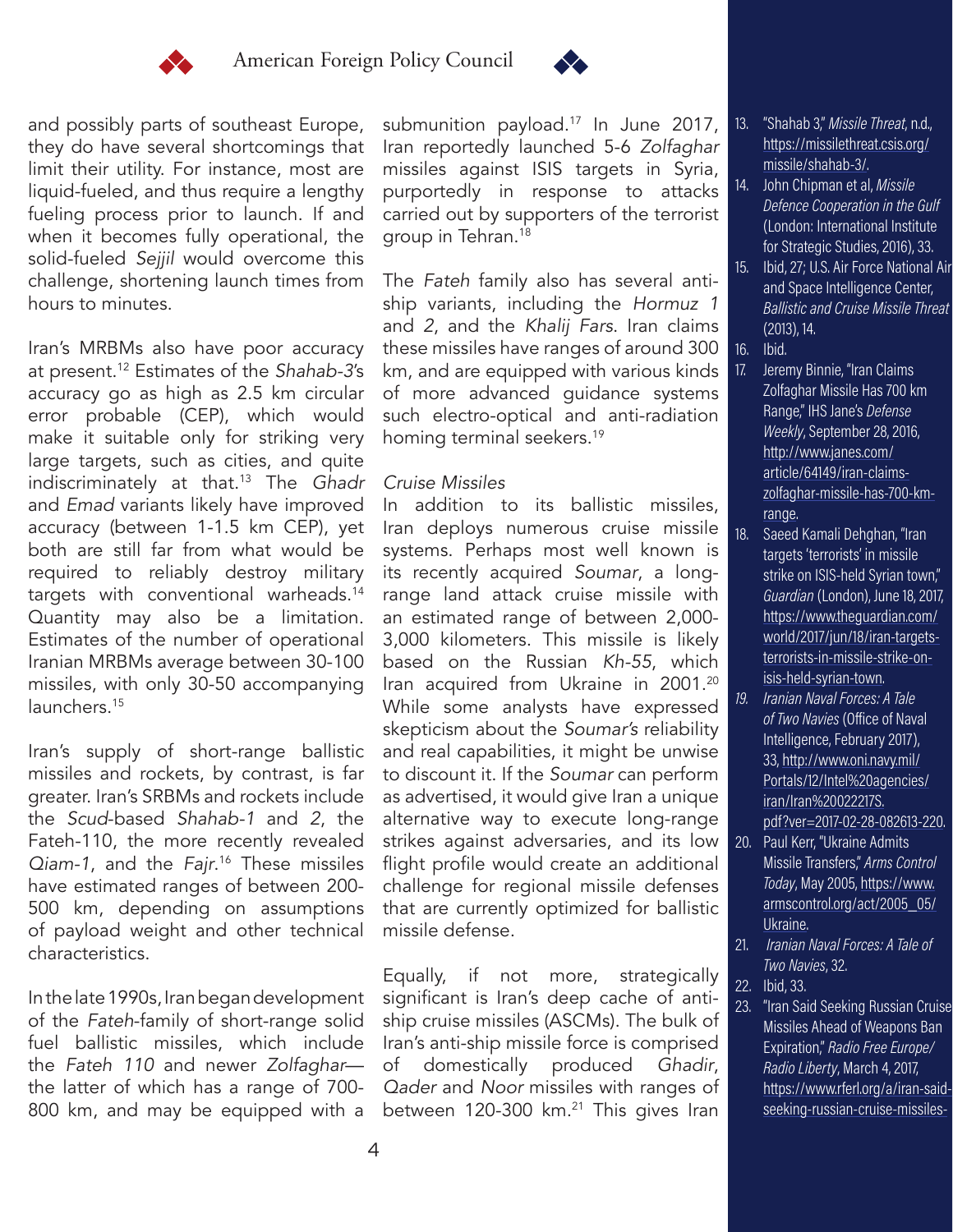and possibly parts of southeast Europe, they do have several shortcomings that limit their utility. For instance, most are liquid-fueled, and thus require a lengthy fueling process prior to launch. If and when it becomes fully operational, the solid-fueled *Sejjil* would overcome this challenge, shortening launch times from hours to minutes.

Iran's MRBMs also have poor accuracy at present.[12] Estimates of the *Shahab-3*'s accuracy go as high as 2.5 km circular error probable (CEP), which would make it suitable only for striking very large targets, such as cities, and quite indiscriminately at that.[13] The *Ghadr* and *Emad* variants likely have improved accuracy (between 1-1.5 km CEP), yet both are still far from what would be required to reliably destroy military targets with conventional warheads.[14] Quantity may also be a limitation. Estimates of the number of operational Iranian MRBMs average between 30-100 missiles, with only 30-50 accompanying launchers.[15]

Iran's supply of short-range ballistic missiles and rockets, by contrast, is far greater. Iran's SRBMs and rockets include the *Scud*-based *Shahab-1* and *2*, the Fateh-110, the more recently revealed *Qiam-1*, and the *Fajr*.[16] These missiles have estimated ranges of between 200-500 km, depending on assumptions of payload weight and other technical characteristics.

In the late 1990s, Iran began development of the *Fateh*-family of short-range solid fuel ballistic missiles, which include the *Fateh 110* and newer *Zolfaghar*—the latter of which has a range of 700-800 km, and may be equipped with a submunition payload.[17] In June 2017, Iran reportedly launched 5-6 *Zolfaghar* missiles against ISIS targets in Syria, purportedly in response to attacks carried out by supporters of the terrorist group in Tehran.[18]

The *Fateh* family also has several anti-ship variants, including the *Hormuz 1* and *2*, and the *Khalij Fars*. Iran claims these missiles have ranges of around 300 km, and are equipped with various kinds of more advanced guidance systems such electro-optical and anti-radiation homing terminal seekers.[19]

*Cruise Missiles*

In addition to its ballistic missiles, Iran deploys numerous cruise missile systems. Perhaps most well known is its recently acquired *Soumar*, a long-range land attack cruise missile with an estimated range of between 2,000-3,000 kilometers. This missile is likely based on the Russian *Kh-55*, which Iran acquired from Ukraine in 2001.[20] While some analysts have expressed skepticism about the *Soumar's* reliability and real capabilities, it might be unwise to discount it. If the *Soumar* can perform as advertised, it would give Iran a unique alternative way to execute long-range strikes against adversaries, and its low flight profile would create an additional challenge for regional missile defenses that are currently optimized for ballistic missile defense.

Equally, if not more, strategically significant is Iran's deep cache of anti-ship cruise missiles (ASCMs). The bulk of Iran's anti-ship missile force is comprised of domestically produced *Ghadir*, *Qader* and *Noor* missiles with ranges of between 120-300 km.[21] This gives Iran

---

13. "Shahab 3," *Missile Threat*, n.d., https://missilethreat.csis.org/missile/shahab-3/.
14. John Chipman et al, *Missile Defence Cooperation in the Gulf* (London: International Institute for Strategic Studies, 2016), 33.
15. Ibid, 27; U.S. Air Force National Air and Space Intelligence Center, *Ballistic and Cruise Missile Threat* (2013), 14.
16. Ibid.
17. Jeremy Binnie, "Iran Claims Zolfaghar Missile Has 700 km Range," IHS Jane's *Defense Weekly*, September 28, 2016, http://www.janes.com/article/64149/iran-claims-zolfaghar-missile-has-700-km-range.
18. Saeed Kamali Dehghan, "Iran targets 'terrorists' in missile strike on ISIS-held Syrian town," *Guardian* (London), June 18, 2017, https://www.theguardian.com/world/2017/jun/18/iran-targets-terrorists-in-missile-strike-on-isis-held-syrian-town.
19. *Iranian Naval Forces: A Tale of Two Navies* (Office of Naval Intelligence, February 2017), 33, http://www.oni.navy.mil/Portals/12/Intel%20agencies/iran/Iran%20022217S.pdf?ver=2017-02-28-082613-220.
20. Paul Kerr, "Ukraine Admits Missile Transfers," *Arms Control Today*, May 2005, https://www.armscontrol.org/act/2005_05/Ukraine.
21. *Iranian Naval Forces: A Tale of Two Navies*, 32.
22. Ibid, 33.
23. "Iran Said Seeking Russian Cruise Missiles Ahead of Weapons Ban Expiration," *Radio Free Europe/Radio Liberty*, March 4, 2017, https://www.rferl.org/a/iran-said-seeking-russian-cruise-missiles-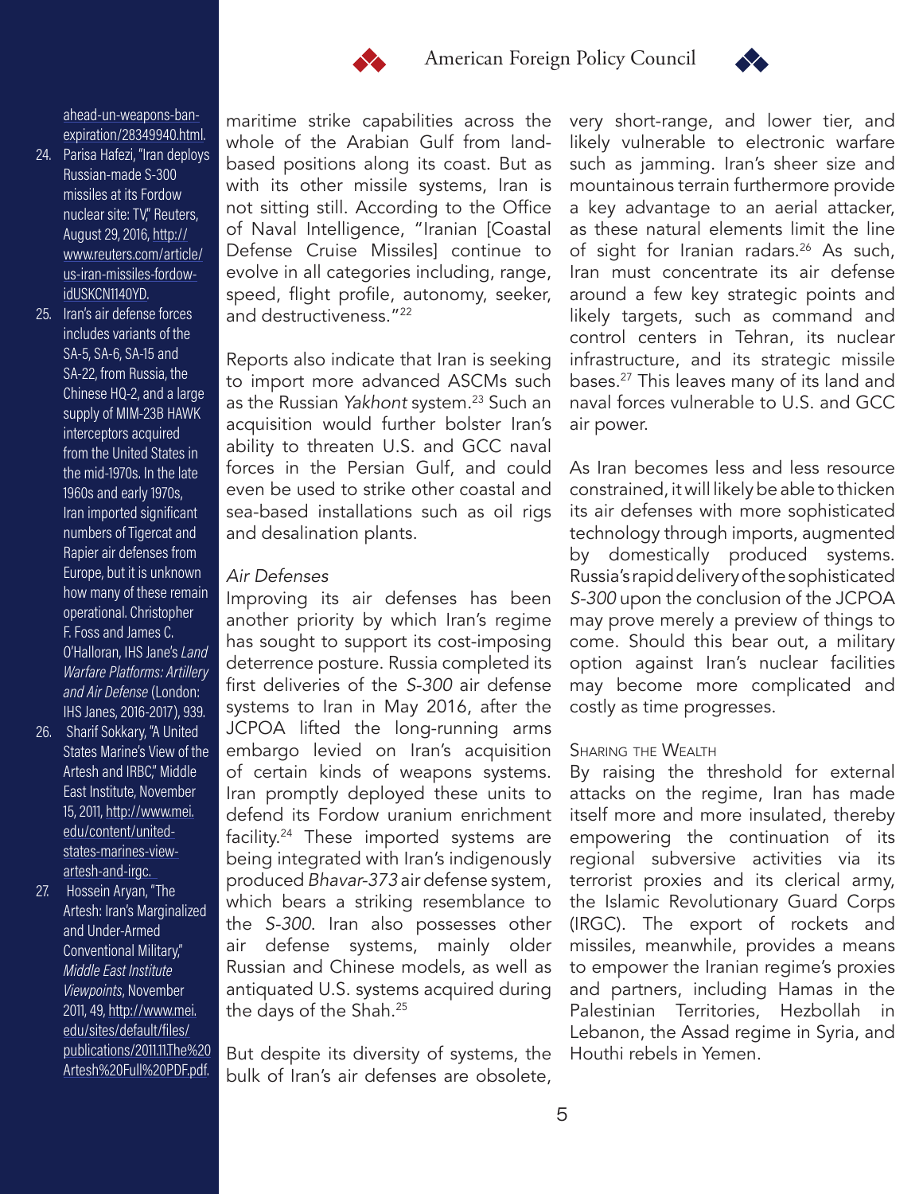maritime strike capabilities across the whole of the Arabian Gulf from land-based positions along its coast. But as with its other missile systems, Iran is not sitting still. According to the Office of Naval Intelligence, "Iranian [Coastal Defense Cruise Missiles] continue to evolve in all categories including, range, speed, flight profile, autonomy, seeker, and destructiveness."[22]

Reports also indicate that Iran is seeking to import more advanced ASCMs such as the Russian *Yakhont* system.[23] Such an acquisition would further bolster Iran's ability to threaten U.S. and GCC naval forces in the Persian Gulf, and could even be used to strike other coastal and sea-based installations such as oil rigs and desalination plants.

### *Air Defenses*

Improving its air defenses has been another priority by which Iran's regime has sought to support its cost-imposing deterrence posture. Russia completed its first deliveries of the *S-300* air defense systems to Iran in May 2016, after the JCPOA lifted the long-running arms embargo levied on Iran's acquisition of certain kinds of weapons systems. Iran promptly deployed these units to defend its Fordow uranium enrichment facility.[24] These imported systems are being integrated with Iran's indigenously produced *Bhavar-373* air defense system, which bears a striking resemblance to the *S-300*. Iran also possesses other air defense systems, mainly older Russian and Chinese models, as well as antiquated U.S. systems acquired during the days of the Shah.[25]

But despite its diversity of systems, the bulk of Iran's air defenses are obsolete, very short-range, and lower tier, and likely vulnerable to electronic warfare such as jamming. Iran's sheer size and mountainous terrain furthermore provide a key advantage to an aerial attacker, as these natural elements limit the line of sight for Iranian radars.[26] As such, Iran must concentrate its air defense around a few key strategic points and likely targets, such as command and control centers in Tehran, its nuclear infrastructure, and its strategic missile bases.[27] This leaves many of its land and naval forces vulnerable to U.S. and GCC air power.

As Iran becomes less and less resource constrained, it will likely be able to thicken its air defenses with more sophisticated technology through imports, augmented by domestically produced systems. Russia's rapid delivery of the sophisticated *S-300* upon the conclusion of the JCPOA may prove merely a preview of things to come. Should this bear out, a military option against Iran's nuclear facilities may become more complicated and costly as time progresses.

## Sharing the Wealth

By raising the threshold for external attacks on the regime, Iran has made itself more and more insulated, thereby empowering the continuation of its regional subversive activities via its terrorist proxies and its clerical army, the Islamic Revolutionary Guard Corps (IRGC). The export of rockets and missiles, meanwhile, provides a means to empower the Iranian regime's proxies and partners, including Hamas in the Palestinian Territories, Hezbollah in Lebanon, the Assad regime in Syria, and Houthi rebels in Yemen.

---

ahead-un-weapons-ban-expiration/28349940.html.

24. Parisa Hafezi, "Iran deploys Russian-made S-300 missiles at its Fordow nuclear site: TV," Reuters, August 29, 2016, http://www.reuters.com/article/us-iran-missiles-fordow-idUSKCN1140YD.
25. Iran's air defense forces includes variants of the SA-5, SA-6, SA-15 and SA-22, from Russia, the Chinese HQ-2, and a large supply of MIM-23B HAWK interceptors acquired from the United States in the mid-1970s. In the late 1960s and early 1970s, Iran imported significant numbers of Tigercat and Rapier air defenses from Europe, but it is unknown how many of these remain operational. Christopher F. Foss and James C. O'Halloran, IHS Jane's *Land Warfare Platforms: Artillery and Air Defense* (London: IHS Janes, 2016-2017), 939.
26. Sharif Sokkary, "A United States Marine's View of the Artesh and IRBC," Middle East Institute, November 15, 2011, http://www.mei.edu/content/united-states-marines-view-artesh-and-irgc.
27. Hossein Aryan, "The Artesh: Iran's Marginalized and Under-Armed Conventional Military," *Middle East Institute Viewpoints*, November 2011, 49, http://www.mei.edu/sites/default/files/publications/2011.11.The%20Artesh%20Full%20PDF.pdf.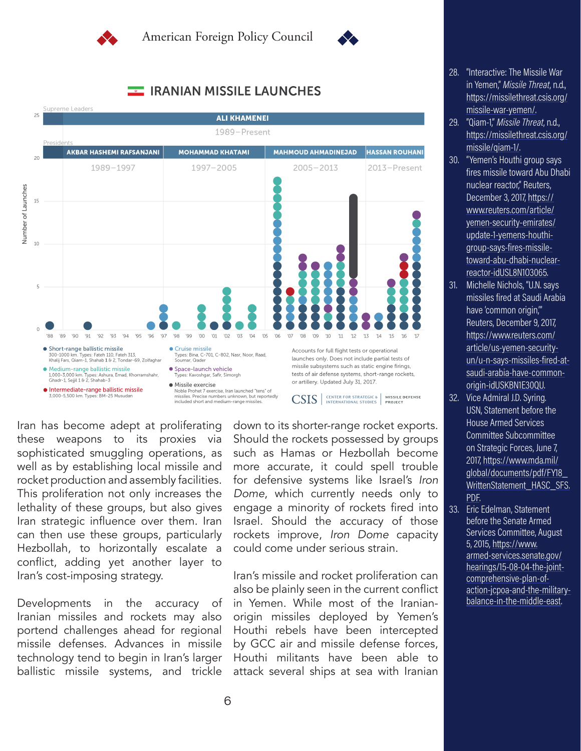## IRANIAN MISSILE LAUNCHES

Supreme Leaders: ALI KHAMENEI 1989–Present

Presidents: AKBAR HASHEMI RAFSANJANI 1989–1997 | MOHAMMAD KHATAMI 1997–2005 | MAHMOUD AHMADINEJAD 2005–2013 | HASSAN ROUHANI 2013–Present

- Short-range ballistic missile — 300-1000 km. Types: Fateh 110, Fateh 313, Khalij Fars, Qiam-1, Shahab 1 & 2, Tondar-69, Zolfaghar
- Medium-range ballistic missile — 1,000-3,000 km. Types: Ashura, Emad, Khorramshahr, Ghadr-1, Sejjil 1 & 2, Shahab-3
- Intermediate-range ballistic missile — 3,000-5,500 km. Types: BM-25 Musudan
- Cruise missile — Types: Bina, C-701, C-802, Nasr, Noor, Raad, Soumar, Qader
- Space-launch vehicle — Types: Kavoshgar, Safir, Simorgh
- Missile exercise — Noble Prohet 7 exercise, Iran launched "tens" of missiles. Precise numbers unknown, but reportedly included short and medium-range missiles.

Accounts for full flight tests or operational launches only. Does not include partial tests of missile subsystems such as static engine firings, tests of air defense systems, short-range rockets, or artillery. Updated July 31, 2017.

CSIS Center for Strategic & International Studies | Missile Defense Project

Iran has become adept at proliferating these weapons to its proxies via sophisticated smuggling operations, as well as by establishing local missile and rocket production and assembly facilities. This proliferation not only increases the lethality of these groups, but also gives Iran strategic influence over them. Iran can then use these groups, particularly Hezbollah, to horizontally escalate a conflict, adding yet another layer to Iran's cost-imposing strategy.

Developments in the accuracy of Iranian missiles and rockets may also portend challenges ahead for regional missile defenses. Advances in missile technology tend to begin in Iran's larger ballistic missile systems, and trickle down to its shorter-range rocket exports. Should the rockets possessed by groups such as Hamas or Hezbollah become more accurate, it could spell trouble for defensive systems like Israel's *Iron Dome*, which currently needs only to engage a minority of rockets fired into Israel. Should the accuracy of those rockets improve, *Iron Dome* capacity could come under serious strain.

Iran's missile and rocket proliferation can also be plainly seen in the current conflict in Yemen. While most of the Iranian-origin missiles deployed by Yemen's Houthi rebels have been intercepted by GCC air and missile defense forces, Houthi militants have been able to attack several ships at sea with Iranian

28. "Interactive: The Missile War in Yemen," *Missile Threat*, n.d., https://missilethreat.csis.org/missile-war-yemen/.
29. "Qiam-1," *Missile Threat*, n.d., https://missilethreat.csis.org/missile/qiam-1/.
30. "Yemen's Houthi group says fires missile toward Abu Dhabi nuclear reactor," Reuters, December 3, 2017, https://www.reuters.com/article/yemen-security-emirates/update-1-yemens-houthi-group-says-fires-missile-toward-abu-dhabi-nuclear-reactor-idUSL8N1O3065.
31. Michelle Nichols, "U.N. says missiles fired at Saudi Arabia have 'common origin,'" Reuters, December 9, 2017, https://www.reuters.com/article/us-yemen-security-un/u-n-says-missiles-fired-at-saudi-arabia-have-common-origin-idUSKBN1E30QU.
32. Vice Admiral J.D. Syring, USN, Statement before the House Armed Services Committee Subcommittee on Strategic Forces, June 7, 2017, https://www.mda.mil/global/documents/pdf/FY18_WrittenStatement_HASC_SFS.PDF.
33. Eric Edelman, Statement before the Senate Armed Services Committee, August 5, 2015, https://www.armed-services.senate.gov/hearings/15-08-04-the-joint-comprehensive-plan-of-action-jcpoa-and-the-military-balance-in-the-middle-east.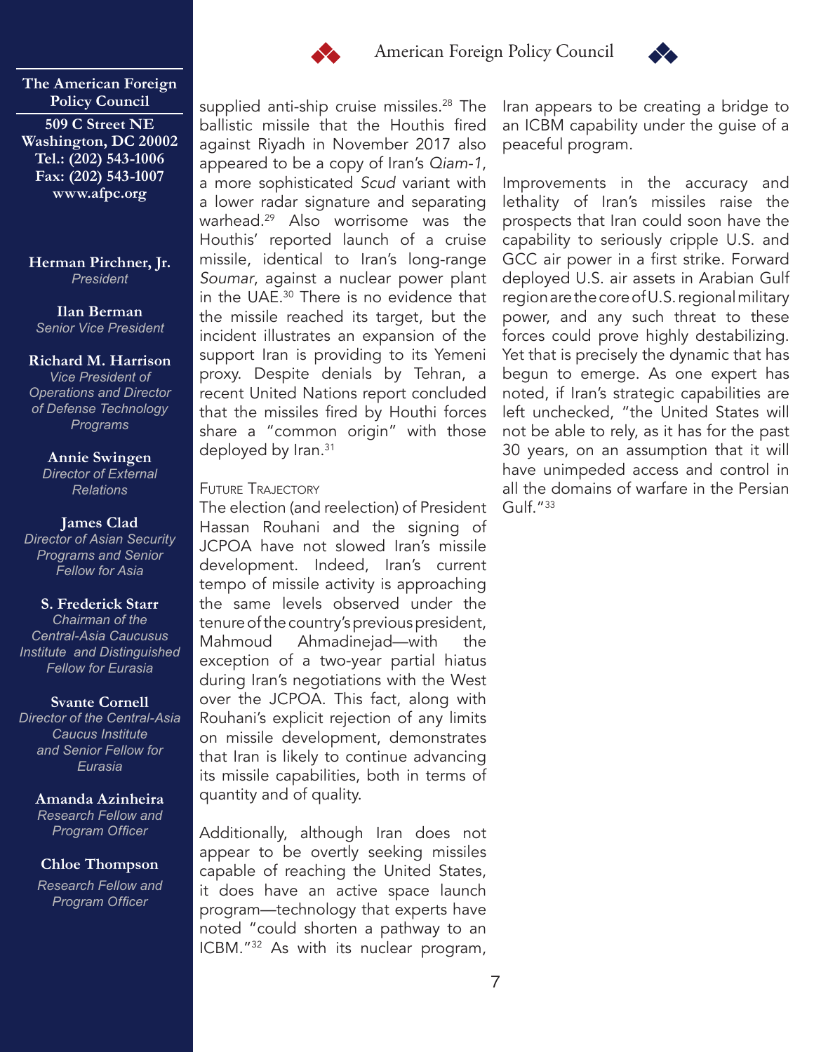supplied anti-ship cruise missiles.[28] The ballistic missile that the Houthis fired against Riyadh in November 2017 also appeared to be a copy of Iran's *Qiam-1*, a more sophisticated *Scud* variant with a lower radar signature and separating warhead.[29] Also worrisome was the Houthis' reported launch of a cruise missile, identical to Iran's long-range *Soumar*, against a nuclear power plant in the UAE.[30] There is no evidence that the missile reached its target, but the incident illustrates an expansion of the support Iran is providing to its Yemeni proxy. Despite denials by Tehran, a recent United Nations report concluded that the missiles fired by Houthi forces share a "common origin" with those deployed by Iran.[31]

## Future Trajectory

The election (and reelection) of President Hassan Rouhani and the signing of JCPOA have not slowed Iran's missile development. Indeed, Iran's current tempo of missile activity is approaching the same levels observed under the tenure of the country's previous president, Mahmoud Ahmadinejad—with the exception of a two-year partial hiatus during Iran's negotiations with the West over the JCPOA. This fact, along with Rouhani's explicit rejection of any limits on missile development, demonstrates that Iran is likely to continue advancing its missile capabilities, both in terms of quantity and of quality.

Additionally, although Iran does not appear to be overtly seeking missiles capable of reaching the United States, it does have an active space launch program—technology that experts have noted "could shorten a pathway to an ICBM."[32] As with its nuclear program, Iran appears to be creating a bridge to an ICBM capability under the guise of a peaceful program.

Improvements in the accuracy and lethality of Iran's missiles raise the prospects that Iran could soon have the capability to seriously cripple U.S. and GCC air power in a first strike. Forward deployed U.S. air assets in Arabian Gulf region are the core of U.S. regional military power, and any such threat to these forces could prove highly destabilizing. Yet that is precisely the dynamic that has begun to emerge. As one expert has noted, if Iran's strategic capabilities are left unchecked, "the United States will not be able to rely, as it has for the past 30 years, on an assumption that it will have unimpeded access and control in all the domains of warfare in the Persian Gulf."[33]